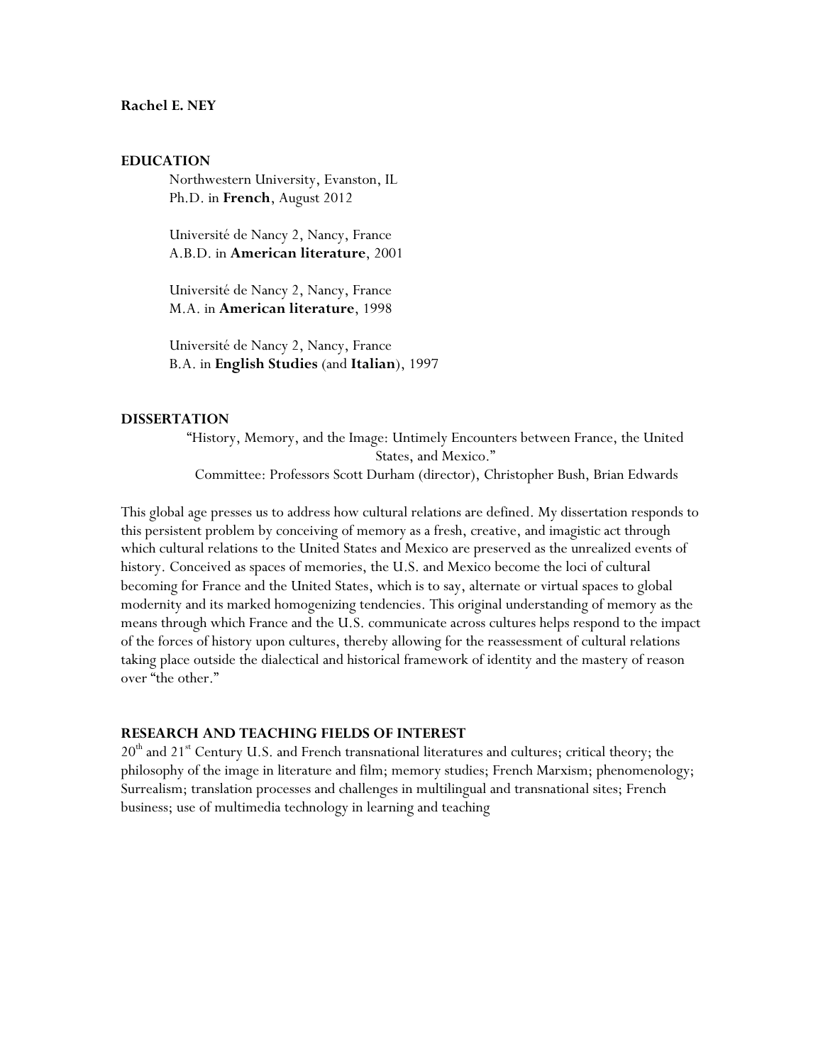**Rachel E. NEY**

## EDUCATION

Northwestern University, Evanston, IL
Ph.D. in **French**, August 2012

Université de Nancy 2, Nancy, France
A.B.D. in **American literature**, 2001

Université de Nancy 2, Nancy, France
M.A. in **American literature**, 1998

Université de Nancy 2, Nancy, France
B.A. in **English Studies** (and **Italian**), 1997

## DISSERTATION

"History, Memory, and the Image: Untimely Encounters between France, the United States, and Mexico."
Committee: Professors Scott Durham (director), Christopher Bush, Brian Edwards

This global age presses us to address how cultural relations are defined. My dissertation responds to this persistent problem by conceiving of memory as a fresh, creative, and imagistic act through which cultural relations to the United States and Mexico are preserved as the unrealized events of history. Conceived as spaces of memories, the U.S. and Mexico become the loci of cultural becoming for France and the United States, which is to say, alternate or virtual spaces to global modernity and its marked homogenizing tendencies. This original understanding of memory as the means through which France and the U.S. communicate across cultures helps respond to the impact of the forces of history upon cultures, thereby allowing for the reassessment of cultural relations taking place outside the dialectical and historical framework of identity and the mastery of reason over "the other."

## RESEARCH AND TEACHING FIELDS OF INTEREST

20th and 21st Century U.S. and French transnational literatures and cultures; critical theory; the philosophy of the image in literature and film; memory studies; French Marxism; phenomenology; Surrealism; translation processes and challenges in multilingual and transnational sites; French business; use of multimedia technology in learning and teaching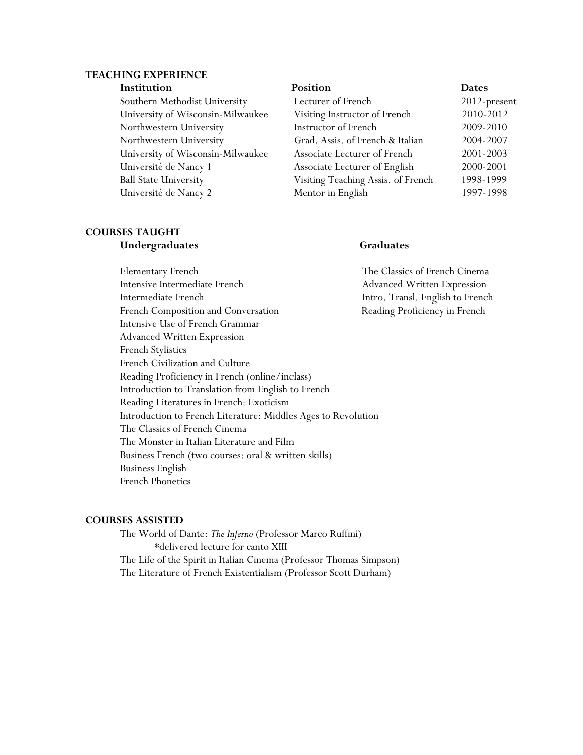## TEACHING EXPERIENCE

| Institution | Position | Dates |
| --- | --- | --- |
| Southern Methodist University | Lecturer of French | 2012-present |
| University of Wisconsin-Milwaukee | Visiting Instructor of French | 2010-2012 |
| Northwestern University | Instructor of French | 2009-2010 |
| Northwestern University | Grad. Assis. of French & Italian | 2004-2007 |
| University of Wisconsin-Milwaukee | Associate Lecturer of French | 2001-2003 |
| Université de Nancy 1 | Associate Lecturer of English | 2000-2001 |
| Ball State University | Visiting Teaching Assis. of French | 1998-1999 |
| Université de Nancy 2 | Mentor in English | 1997-1998 |

## COURSES TAUGHT

### Undergraduates

Elementary French
Intensive Intermediate French
Intermediate French
French Composition and Conversation
Intensive Use of French Grammar
Advanced Written Expression
French Stylistics
French Civilization and Culture
Reading Proficiency in French (online/inclass)
Introduction to Translation from English to French
Reading Literatures in French: Exoticism
Introduction to French Literature: Middles Ages to Revolution
The Classics of French Cinema
The Monster in Italian Literature and Film
Business French (two courses: oral & written skills)
Business English
French Phonetics

### Graduates

The Classics of French Cinema
Advanced Written Expression
Intro. Transl. English to French
Reading Proficiency in French

## COURSES ASSISTED

The World of Dante: *The Inferno* (Professor Marco Ruffini)
*delivered lecture for canto XIII
The Life of the Spirit in Italian Cinema (Professor Thomas Simpson)
The Literature of French Existentialism (Professor Scott Durham)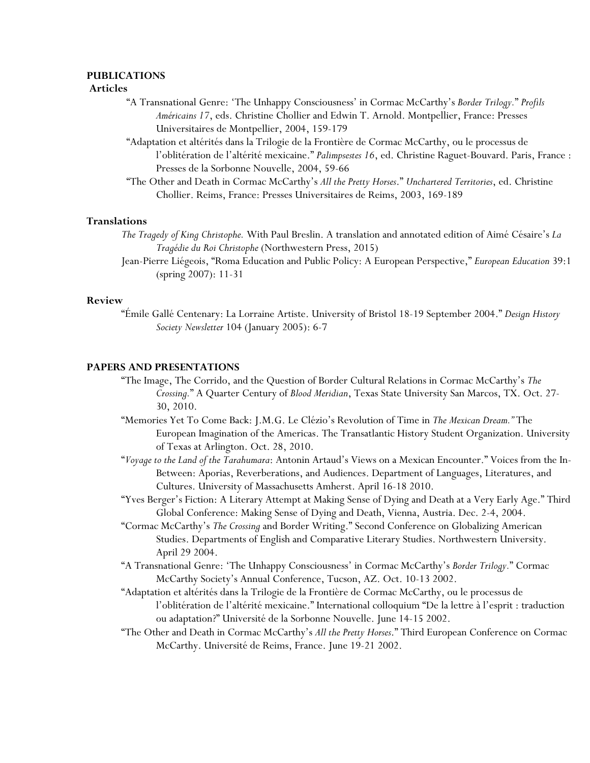## PUBLICATIONS

### Articles

"A Transnational Genre: 'The Unhappy Consciousness' in Cormac McCarthy's *Border Trilogy*." *Profils Américains 17*, eds. Christine Chollier and Edwin T. Arnold. Montpellier, France: Presses Universitaires de Montpellier, 2004, 159-179

"Adaptation et altérités dans la Trilogie de la Frontière de Cormac McCarthy, ou le processus de l'oblitération de l'altérité mexicaine." *Palimpsestes 16*, ed. Christine Raguet-Bouvard. Paris, France : Presses de la Sorbonne Nouvelle, 2004, 59-66

"The Other and Death in Cormac McCarthy's *All the Pretty Horses*." *Unchartered Territories*, ed. Christine Chollier. Reims, France: Presses Universitaires de Reims, 2003, 169-189

### Translations

*The Tragedy of King Christophe.* With Paul Breslin. A translation and annotated edition of Aimé Césaire's *La Tragédie du Roi Christophe* (Northwestern Press, 2015)

Jean-Pierre Liégeois, "Roma Education and Public Policy: A European Perspective," *European Education* 39:1 (spring 2007): 11-31

### Review

"Émile Gallé Centenary: La Lorraine Artiste. University of Bristol 18-19 September 2004." *Design History Society Newsletter* 104 (January 2005): 6-7

## PAPERS AND PRESENTATIONS

"The Image, The Corrido, and the Question of Border Cultural Relations in Cormac McCarthy's *The Crossing*." A Quarter Century of *Blood Meridian*, Texas State University San Marcos, TX. Oct. 27-30, 2010.

"Memories Yet To Come Back: J.M.G. Le Clézio's Revolution of Time in *The Mexican Dream."* The European Imagination of the Americas. The Transatlantic History Student Organization. University of Texas at Arlington. Oct. 28, 2010.

"*Voyage to the Land of the Tarahumara*: Antonin Artaud's Views on a Mexican Encounter." Voices from the In-Between: Aporias, Reverberations, and Audiences. Department of Languages, Literatures, and Cultures. University of Massachusetts Amherst. April 16-18 2010.

"Yves Berger's Fiction: A Literary Attempt at Making Sense of Dying and Death at a Very Early Age." Third Global Conference: Making Sense of Dying and Death, Vienna, Austria. Dec. 2-4, 2004.

"Cormac McCarthy's *The Crossing* and Border Writing." Second Conference on Globalizing American Studies. Departments of English and Comparative Literary Studies. Northwestern University. April 29 2004.

"A Transnational Genre: 'The Unhappy Consciousness' in Cormac McCarthy's *Border Trilogy*." Cormac McCarthy Society's Annual Conference, Tucson, AZ. Oct. 10-13 2002.

"Adaptation et altérités dans la Trilogie de la Frontière de Cormac McCarthy, ou le processus de l'oblitération de l'altérité mexicaine." International colloquium "De la lettre à l'esprit : traduction ou adaptation?" Université de la Sorbonne Nouvelle. June 14-15 2002.

"The Other and Death in Cormac McCarthy's *All the Pretty Horses*." Third European Conference on Cormac McCarthy. Université de Reims, France. June 19-21 2002.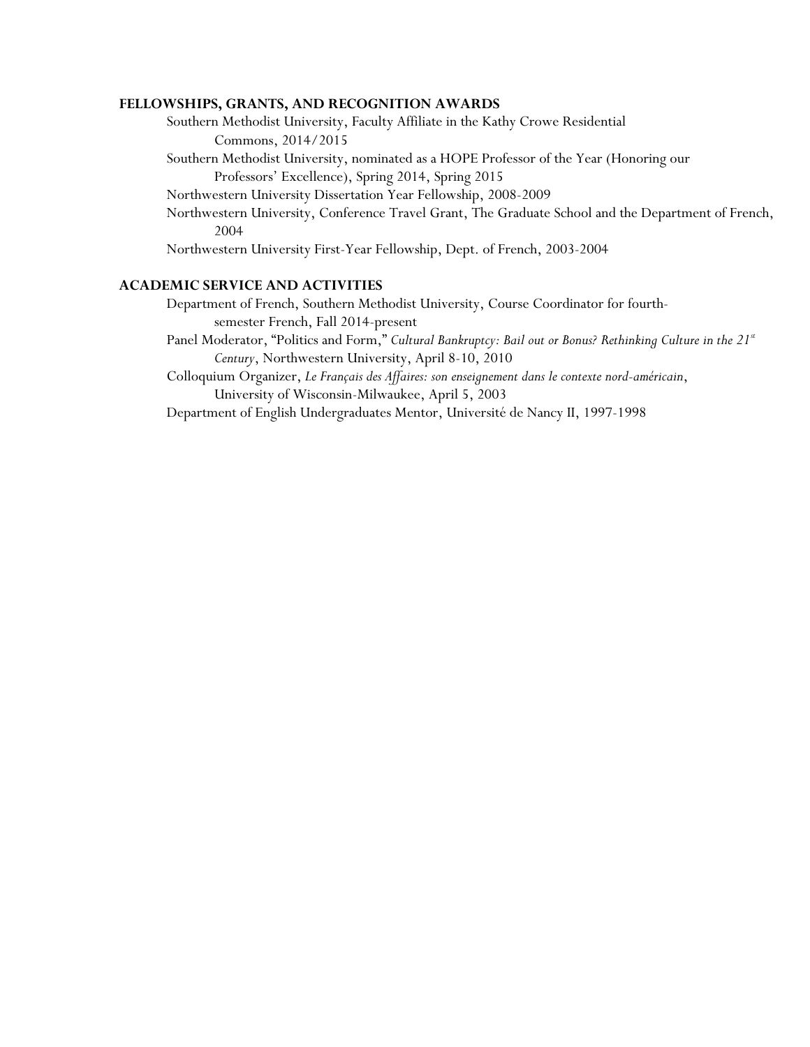## FELLOWSHIPS, GRANTS, AND RECOGNITION AWARDS

Southern Methodist University, Faculty Affiliate in the Kathy Crowe Residential Commons, 2014/2015

Southern Methodist University, nominated as a HOPE Professor of the Year (Honoring our Professors' Excellence), Spring 2014, Spring 2015

Northwestern University Dissertation Year Fellowship, 2008-2009

Northwestern University, Conference Travel Grant, The Graduate School and the Department of French, 2004

Northwestern University First-Year Fellowship, Dept. of French, 2003-2004

## ACADEMIC SERVICE AND ACTIVITIES

Department of French, Southern Methodist University, Course Coordinator for fourth-semester French, Fall 2014-present

Panel Moderator, "Politics and Form," *Cultural Bankruptcy: Bail out or Bonus? Rethinking Culture in the 21st Century*, Northwestern University, April 8-10, 2010

Colloquium Organizer, *Le Français des Affaires: son enseignement dans le contexte nord-américain*, University of Wisconsin-Milwaukee, April 5, 2003

Department of English Undergraduates Mentor, Université de Nancy II, 1997-1998